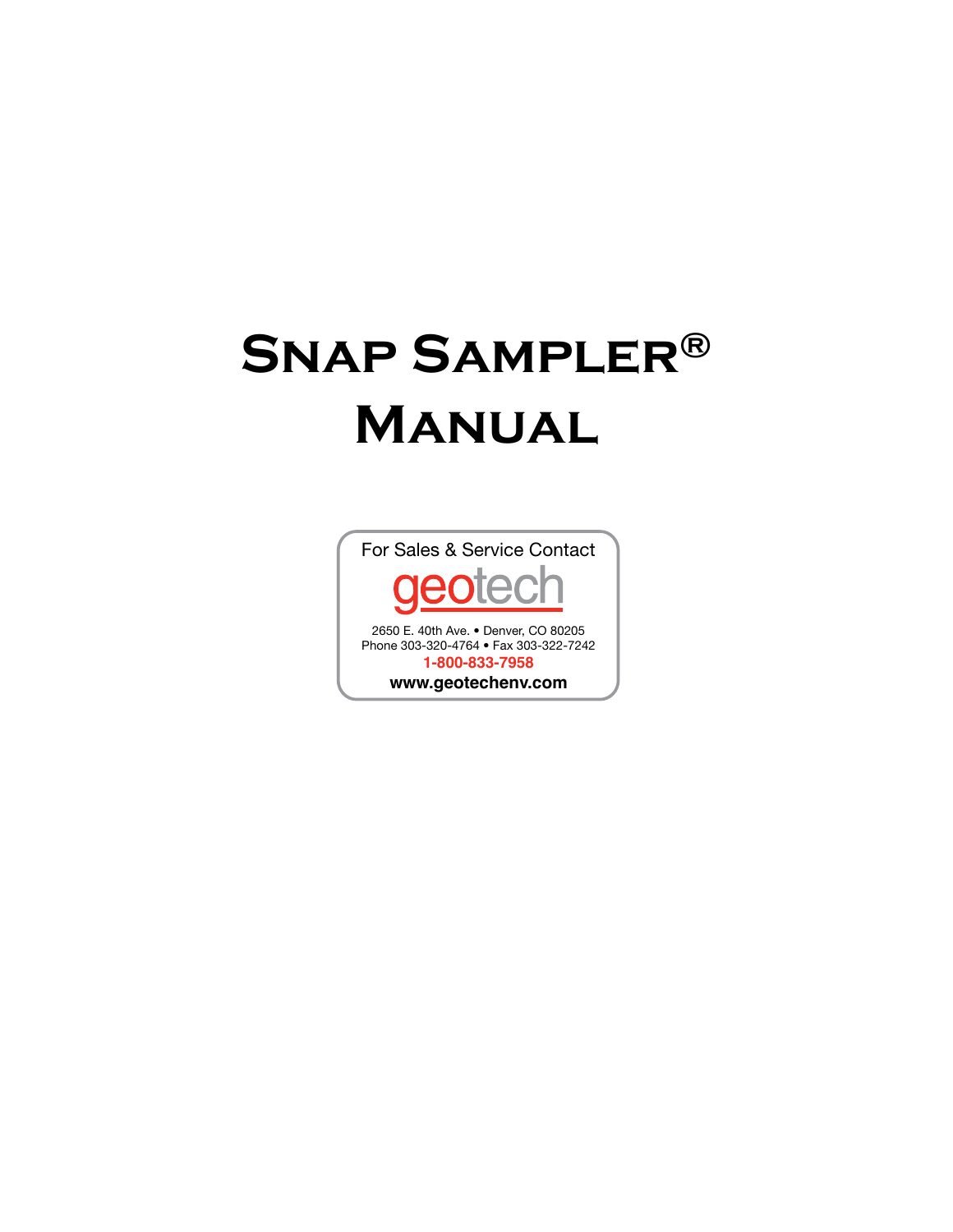# Snap Sampler® Manual

For Sales & Service Contact

geotech

2650 E. 40th Ave. • Denver, CO 80205
Phone 303-320-4764 • Fax 303-322-7242
**1-800-833-7958**
**www.geotechenv.com**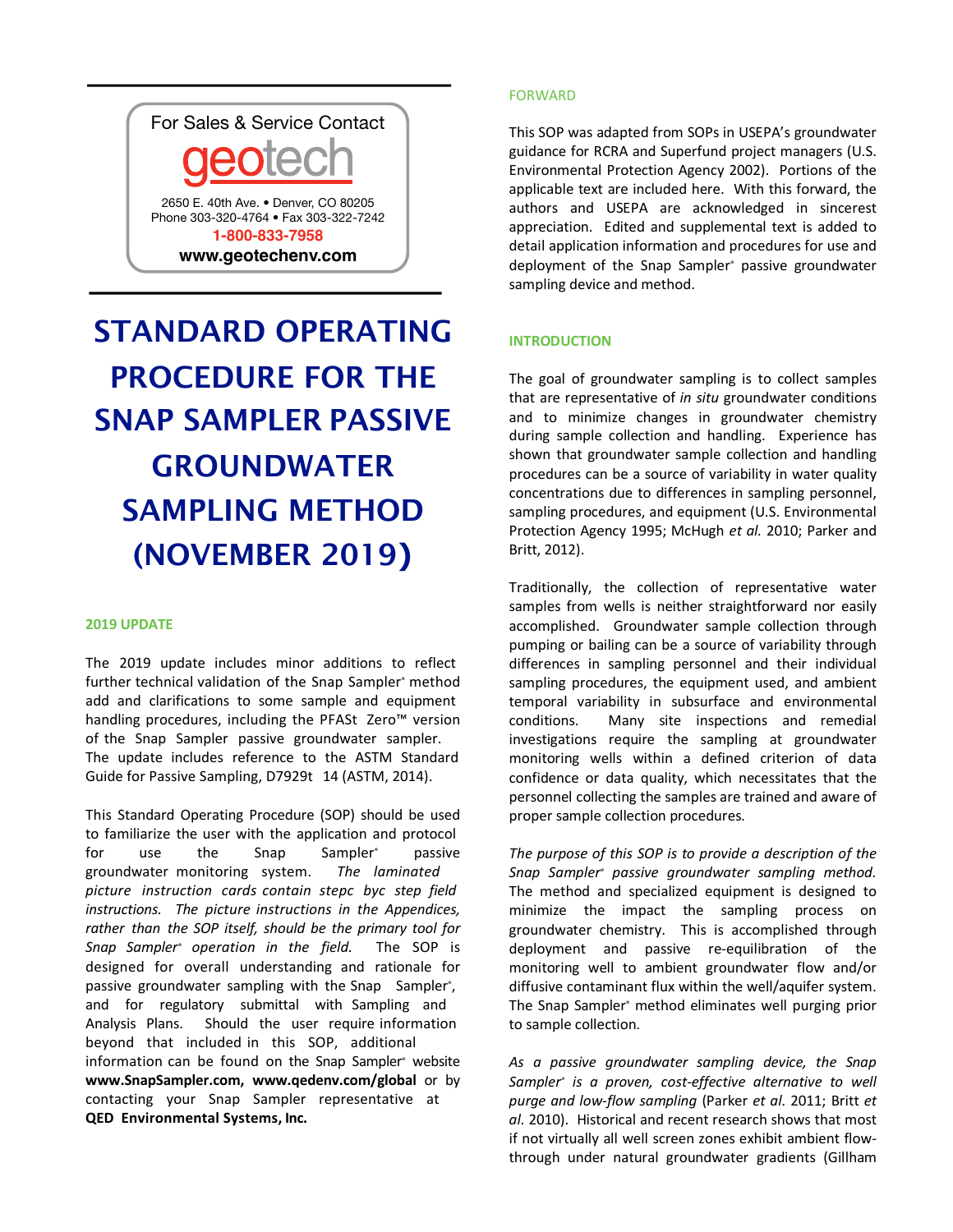For Sales & Service Contact

geotech

2650 E. 40th Ave. • Denver, CO 80205
Phone 303-320-4764 • Fax 303-322-7242
1-800-833-7958
www.geotechenv.com

# STANDARD OPERATING PROCEDURE FOR THE SNAP SAMPLER PASSIVE GROUNDWATER SAMPLING METHOD (NOVEMBER 2019)

## 2019 UPDATE

The 2019 update includes minor additions to reflect further technical validation of the Snap Sampler® method add and clarifications to some sample and equipment handling procedures, including the PFASt Zero™ version of the Snap Sampler passive groundwater sampler. The update includes reference to the ASTM Standard Guide for Passive Sampling, D7929t 14 (ASTM, 2014).

This Standard Operating Procedure (SOP) should be used to familiarize the user with the application and protocol for use the Snap Sampler® passive groundwater monitoring system. *The laminated picture instruction cards contain stepc byc step field instructions. The picture instructions in the Appendices, rather than the SOP itself, should be the primary tool for Snap Sampler® operation in the field.* The SOP is designed for overall understanding and rationale for passive groundwater sampling with the Snap Sampler®, and for regulatory submittal with Sampling and Analysis Plans. Should the user require information beyond that included in this SOP, additional information can be found on the Snap Sampler® website **www.SnapSampler.com, www.qedenv.com/global** or by contacting your Snap Sampler representative at **QED Environmental Systems, Inc.**

## FORWARD

This SOP was adapted from SOPs in USEPA's groundwater guidance for RCRA and Superfund project managers (U.S. Environmental Protection Agency 2002). Portions of the applicable text are included here. With this forward, the authors and USEPA are acknowledged in sincerest appreciation. Edited and supplemental text is added to detail application information and procedures for use and deployment of the Snap Sampler® passive groundwater sampling device and method.

## INTRODUCTION

The goal of groundwater sampling is to collect samples that are representative of *in situ* groundwater conditions and to minimize changes in groundwater chemistry during sample collection and handling. Experience has shown that groundwater sample collection and handling procedures can be a source of variability in water quality concentrations due to differences in sampling personnel, sampling procedures, and equipment (U.S. Environmental Protection Agency 1995; McHugh *et al.* 2010; Parker and Britt, 2012).

Traditionally, the collection of representative water samples from wells is neither straightforward nor easily accomplished. Groundwater sample collection through pumping or bailing can be a source of variability through differences in sampling personnel and their individual sampling procedures, the equipment used, and ambient temporal variability in subsurface and environmental conditions. Many site inspections and remedial investigations require the sampling at groundwater monitoring wells within a defined criterion of data confidence or data quality, which necessitates that the personnel collecting the samples are trained and aware of proper sample collection procedures.

*The purpose of this SOP is to provide a description of the Snap Sampler® passive groundwater sampling method.* The method and specialized equipment is designed to minimize the impact the sampling process on groundwater chemistry. This is accomplished through deployment and passive re-equilibration of the monitoring well to ambient groundwater flow and/or diffusive contaminant flux within the well/aquifer system. The Snap Sampler® method eliminates well purging prior to sample collection.

*As a passive groundwater sampling device, the Snap Sampler® is a proven, cost-effective alternative to well purge and low-flow sampling* (Parker *et al.* 2011; Britt *et al.* 2010). Historical and recent research shows that most if not virtually all well screen zones exhibit ambient flow-through under natural groundwater gradients (Gillham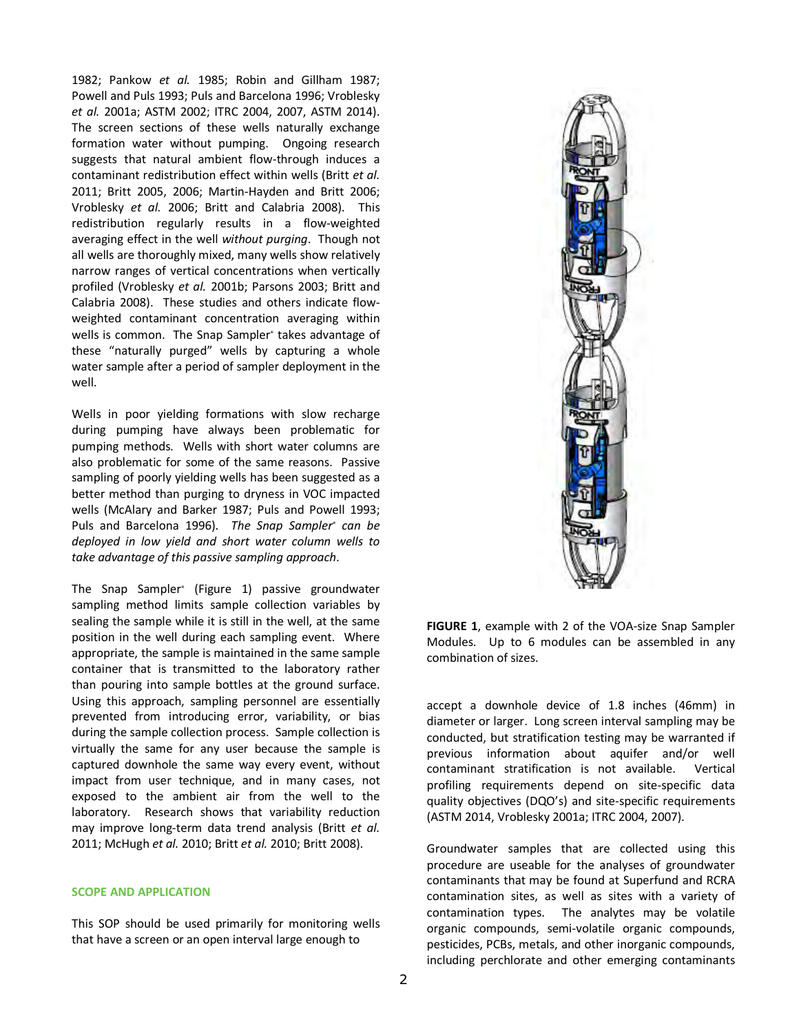1982; Pankow *et al.* 1985; Robin and Gillham 1987; Powell and Puls 1993; Puls and Barcelona 1996; Vroblesky *et al.* 2001a; ASTM 2002; ITRC 2004, 2007, ASTM 2014). The screen sections of these wells naturally exchange formation water without pumping. Ongoing research suggests that natural ambient flow-through induces a contaminant redistribution effect within wells (Britt *et al.* 2011; Britt 2005, 2006; Martin-Hayden and Britt 2006; Vroblesky *et al.* 2006; Britt and Calabria 2008). This redistribution regularly results in a flow-weighted averaging effect in the well *without purging*. Though not all wells are thoroughly mixed, many wells show relatively narrow ranges of vertical concentrations when vertically profiled (Vroblesky *et al.* 2001b; Parsons 2003; Britt and Calabria 2008). These studies and others indicate flow-weighted contaminant concentration averaging within wells is common. The Snap Sampler® takes advantage of these "naturally purged" wells by capturing a whole water sample after a period of sampler deployment in the well.

Wells in poor yielding formations with slow recharge during pumping have always been problematic for pumping methods. Wells with short water columns are also problematic for some of the same reasons. Passive sampling of poorly yielding wells has been suggested as a better method than purging to dryness in VOC impacted wells (McAlary and Barker 1987; Puls and Powell 1993; Puls and Barcelona 1996). *The Snap Sampler® can be deployed in low yield and short water column wells to take advantage of this passive sampling approach*.

The Snap Sampler® (Figure 1) passive groundwater sampling method limits sample collection variables by sealing the sample while it is still in the well, at the same position in the well during each sampling event. Where appropriate, the sample is maintained in the same sample container that is transmitted to the laboratory rather than pouring into sample bottles at the ground surface. Using this approach, sampling personnel are essentially prevented from introducing error, variability, or bias during the sample collection process. Sample collection is virtually the same for any user because the sample is captured downhole the same way every event, without impact from user technique, and in many cases, not exposed to the ambient air from the well to the laboratory. Research shows that variability reduction may improve long-term data trend analysis (Britt *et al.* 2011; McHugh *et al.* 2010; Britt *et al.* 2010; Britt 2008).

**FIGURE 1**, example with 2 of the VOA-size Snap Sampler Modules. Up to 6 modules can be assembled in any combination of sizes.

## SCOPE AND APPLICATION

This SOP should be used primarily for monitoring wells that have a screen or an open interval large enough to accept a downhole device of 1.8 inches (46mm) in diameter or larger. Long screen interval sampling may be conducted, but stratification testing may be warranted if previous information about aquifer and/or well contaminant stratification is not available. Vertical profiling requirements depend on site-specific data quality objectives (DQO's) and site-specific requirements (ASTM 2014, Vroblesky 2001a; ITRC 2004, 2007).

Groundwater samples that are collected using this procedure are useable for the analyses of groundwater contaminants that may be found at Superfund and RCRA contamination sites, as well as sites with a variety of contamination types. The analytes may be volatile organic compounds, semi-volatile organic compounds, pesticides, PCBs, metals, and other inorganic compounds, including perchlorate and other emerging contaminants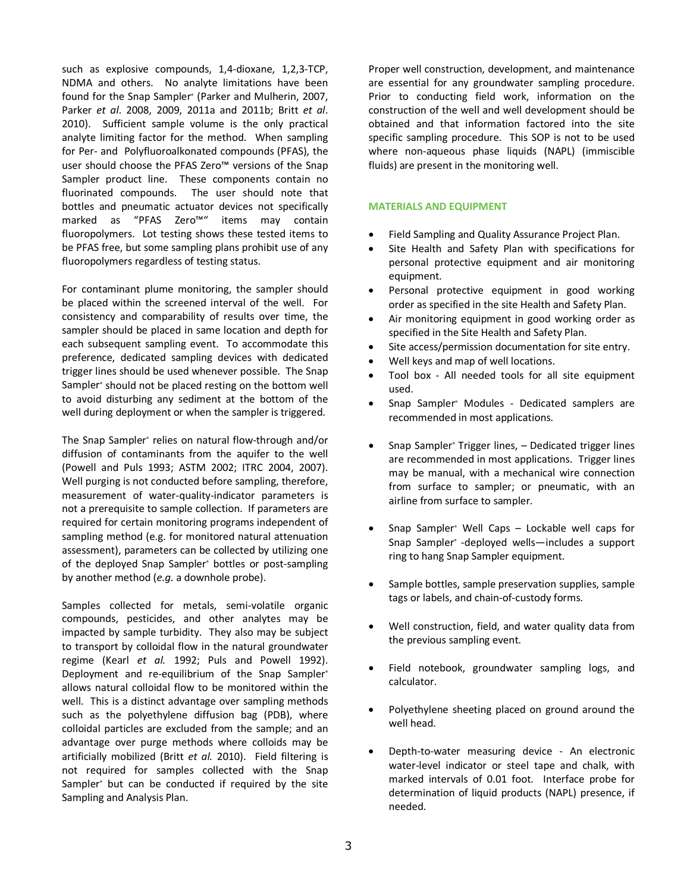such as explosive compounds, 1,4-dioxane, 1,2,3-TCP, NDMA and others. No analyte limitations have been found for the Snap Sampler® (Parker and Mulherin, 2007, Parker *et al*. 2008, 2009, 2011a and 2011b; Britt *et al*. 2010). Sufficient sample volume is the only practical analyte limiting factor for the method. When sampling for Per- and Polyfluoroalkonated compounds (PFAS), the user should choose the PFAS Zero™ versions of the Snap Sampler product line. These components contain no fluorinated compounds. The user should note that bottles and pneumatic actuator devices not specifically marked as "PFAS Zero™" items may contain fluoropolymers. Lot testing shows these tested items to be PFAS free, but some sampling plans prohibit use of any fluoropolymers regardless of testing status.

For contaminant plume monitoring, the sampler should be placed within the screened interval of the well. For consistency and comparability of results over time, the sampler should be placed in same location and depth for each subsequent sampling event. To accommodate this preference, dedicated sampling devices with dedicated trigger lines should be used whenever possible. The Snap Sampler® should not be placed resting on the bottom well to avoid disturbing any sediment at the bottom of the well during deployment or when the sampler is triggered.

The Snap Sampler® relies on natural flow-through and/or diffusion of contaminants from the aquifer to the well (Powell and Puls 1993; ASTM 2002; ITRC 2004, 2007). Well purging is not conducted before sampling, therefore, measurement of water-quality-indicator parameters is not a prerequisite to sample collection. If parameters are required for certain monitoring programs independent of sampling method (e.g. for monitored natural attenuation assessment), parameters can be collected by utilizing one of the deployed Snap Sampler® bottles or post-sampling by another method (*e.g.* a downhole probe).

Samples collected for metals, semi-volatile organic compounds, pesticides, and other analytes may be impacted by sample turbidity. They also may be subject to transport by colloidal flow in the natural groundwater regime (Kearl *et al.* 1992; Puls and Powell 1992). Deployment and re-equilibrium of the Snap Sampler® allows natural colloidal flow to be monitored within the well. This is a distinct advantage over sampling methods such as the polyethylene diffusion bag (PDB), where colloidal particles are excluded from the sample; and an advantage over purge methods where colloids may be artificially mobilized (Britt *et al.* 2010). Field filtering is not required for samples collected with the Snap Sampler® but can be conducted if required by the site Sampling and Analysis Plan.

Proper well construction, development, and maintenance are essential for any groundwater sampling procedure. Prior to conducting field work, information on the construction of the well and well development should be obtained and that information factored into the site specific sampling procedure. This SOP is not to be used where non-aqueous phase liquids (NAPL) (immiscible fluids) are present in the monitoring well.

## MATERIALS AND EQUIPMENT

- Field Sampling and Quality Assurance Project Plan.
- Site Health and Safety Plan with specifications for personal protective equipment and air monitoring equipment.
- Personal protective equipment in good working order as specified in the site Health and Safety Plan.
- Air monitoring equipment in good working order as specified in the Site Health and Safety Plan.
- Site access/permission documentation for site entry.
- Well keys and map of well locations.
- Tool box - All needed tools for all site equipment used.
- Snap Sampler® Modules - Dedicated samplers are recommended in most applications.
- Snap Sampler® Trigger lines, – Dedicated trigger lines are recommended in most applications. Trigger lines may be manual, with a mechanical wire connection from surface to sampler; or pneumatic, with an airline from surface to sampler.
- Snap Sampler® Well Caps – Lockable well caps for Snap Sampler® -deployed wells—includes a support ring to hang Snap Sampler equipment.
- Sample bottles, sample preservation supplies, sample tags or labels, and chain-of-custody forms.
- Well construction, field, and water quality data from the previous sampling event.
- Field notebook, groundwater sampling logs, and calculator.
- Polyethylene sheeting placed on ground around the well head.
- Depth-to-water measuring device - An electronic water-level indicator or steel tape and chalk, with marked intervals of 0.01 foot. Interface probe for determination of liquid products (NAPL) presence, if needed.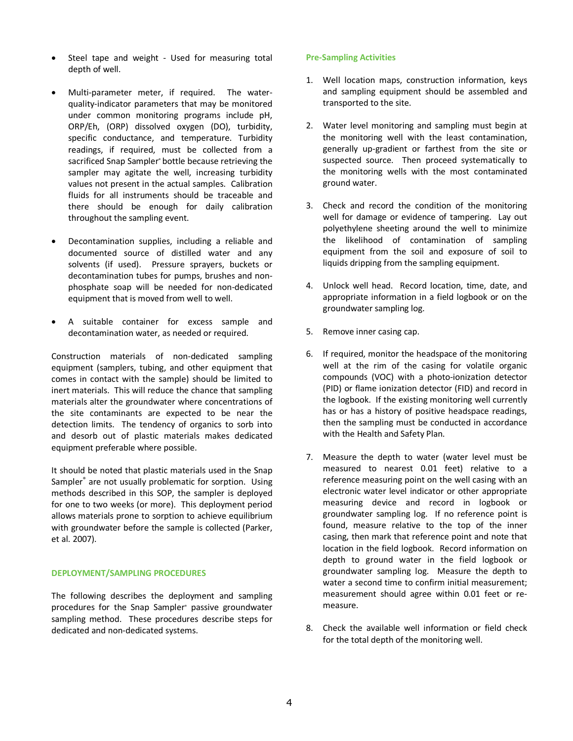- Steel tape and weight - Used for measuring total depth of well.

- Multi-parameter meter, if required. The water-quality-indicator parameters that may be monitored under common monitoring programs include pH, ORP/Eh, (ORP) dissolved oxygen (DO), turbidity, specific conductance, and temperature. Turbidity readings, if required, must be collected from a sacrificed Snap Sampler® bottle because retrieving the sampler may agitate the well, increasing turbidity values not present in the actual samples. Calibration fluids for all instruments should be traceable and there should be enough for daily calibration throughout the sampling event.

- Decontamination supplies, including a reliable and documented source of distilled water and any solvents (if used). Pressure sprayers, buckets or decontamination tubes for pumps, brushes and non-phosphate soap will be needed for non-dedicated equipment that is moved from well to well.

- A suitable container for excess sample and decontamination water, as needed or required.

Construction materials of non-dedicated sampling equipment (samplers, tubing, and other equipment that comes in contact with the sample) should be limited to inert materials. This will reduce the chance that sampling materials alter the groundwater where concentrations of the site contaminants are expected to be near the detection limits. The tendency of organics to sorb into and desorb out of plastic materials makes dedicated equipment preferable where possible.

It should be noted that plastic materials used in the Snap Sampler® are not usually problematic for sorption. Using methods described in this SOP, the sampler is deployed for one to two weeks (or more). This deployment period allows materials prone to sorption to achieve equilibrium with groundwater before the sample is collected (Parker, et al. 2007).

## DEPLOYMENT/SAMPLING PROCEDURES

The following describes the deployment and sampling procedures for the Snap Sampler® passive groundwater sampling method. These procedures describe steps for dedicated and non-dedicated systems.

### Pre-Sampling Activities

1. Well location maps, construction information, keys and sampling equipment should be assembled and transported to the site.

2. Water level monitoring and sampling must begin at the monitoring well with the least contamination, generally up-gradient or farthest from the site or suspected source. Then proceed systematically to the monitoring wells with the most contaminated ground water.

3. Check and record the condition of the monitoring well for damage or evidence of tampering. Lay out polyethylene sheeting around the well to minimize the likelihood of contamination of sampling equipment from the soil and exposure of soil to liquids dripping from the sampling equipment.

4. Unlock well head. Record location, time, date, and appropriate information in a field logbook or on the groundwater sampling log.

5. Remove inner casing cap.

6. If required, monitor the headspace of the monitoring well at the rim of the casing for volatile organic compounds (VOC) with a photo-ionization detector (PID) or flame ionization detector (FID) and record in the logbook. If the existing monitoring well currently has or has a history of positive headspace readings, then the sampling must be conducted in accordance with the Health and Safety Plan.

7. Measure the depth to water (water level must be measured to nearest 0.01 feet) relative to a reference measuring point on the well casing with an electronic water level indicator or other appropriate measuring device and record in logbook or groundwater sampling log. If no reference point is found, measure relative to the top of the inner casing, then mark that reference point and note that location in the field logbook. Record information on depth to ground water in the field logbook or groundwater sampling log. Measure the depth to water a second time to confirm initial measurement; measurement should agree within 0.01 feet or re-measure.

8. Check the available well information or field check for the total depth of the monitoring well.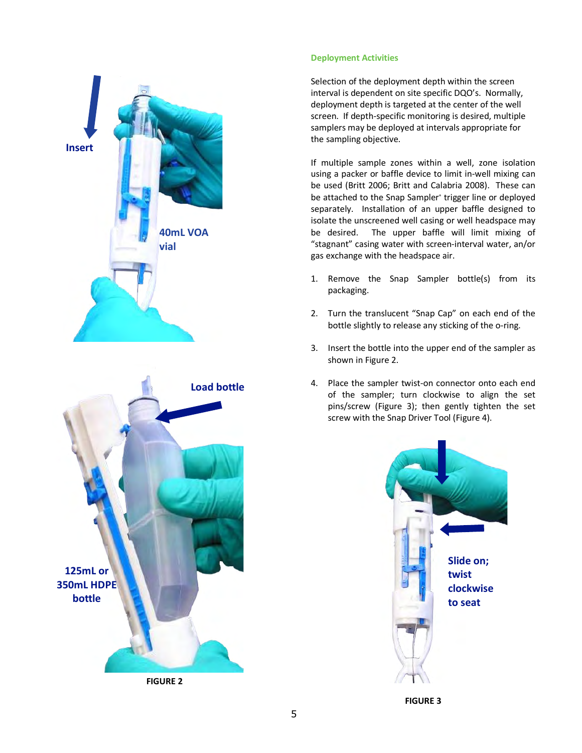### Deployment Activities

Selection of the deployment depth within the screen interval is dependent on site specific DQO's. Normally, deployment depth is targeted at the center of the well screen. If depth-specific monitoring is desired, multiple samplers may be deployed at intervals appropriate for the sampling objective.

If multiple sample zones within a well, zone isolation using a packer or baffle device to limit in-well mixing can be used (Britt 2006; Britt and Calabria 2008). These can be attached to the Snap Sampler® trigger line or deployed separately. Installation of an upper baffle designed to isolate the unscreened well casing or well headspace may be desired. The upper baffle will limit mixing of "stagnant" casing water with screen-interval water, and/or gas exchange with the headspace air.

1. Remove the Snap Sampler bottle(s) from its packaging.

2. Turn the translucent "Snap Cap" on each end of the bottle slightly to release any sticking of the o-ring.

3. Insert the bottle into the upper end of the sampler as shown in Figure 2.

4. Place the sampler twist-on connector onto each end of the sampler; turn clockwise to align the set pins/screw (Figure 3); then gently tighten the set screw with the Snap Driver Tool (Figure 4).

Insert

40mL VOA vial

Load bottle

125mL or 350mL HDPE bottle

FIGURE 2

Slide on; twist clockwise to seat

FIGURE 3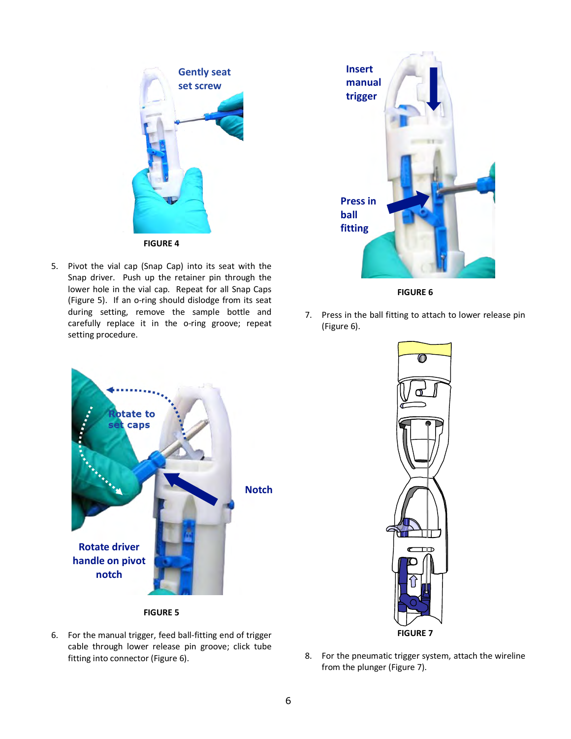FIGURE 4

5. Pivot the vial cap (Snap Cap) into its seat with the Snap driver. Push up the retainer pin through the lower hole in the vial cap. Repeat for all Snap Caps (Figure 5). If an o-ring should dislodge from its seat during setting, remove the sample bottle and carefully replace it in the o-ring groove; repeat setting procedure.

FIGURE 5

6. For the manual trigger, feed ball-fitting end of trigger cable through lower release pin groove; click tube fitting into connector (Figure 6).

FIGURE 6

7. Press in the ball fitting to attach to lower release pin (Figure 6).

FIGURE 7

8. For the pneumatic trigger system, attach the wireline from the plunger (Figure 7).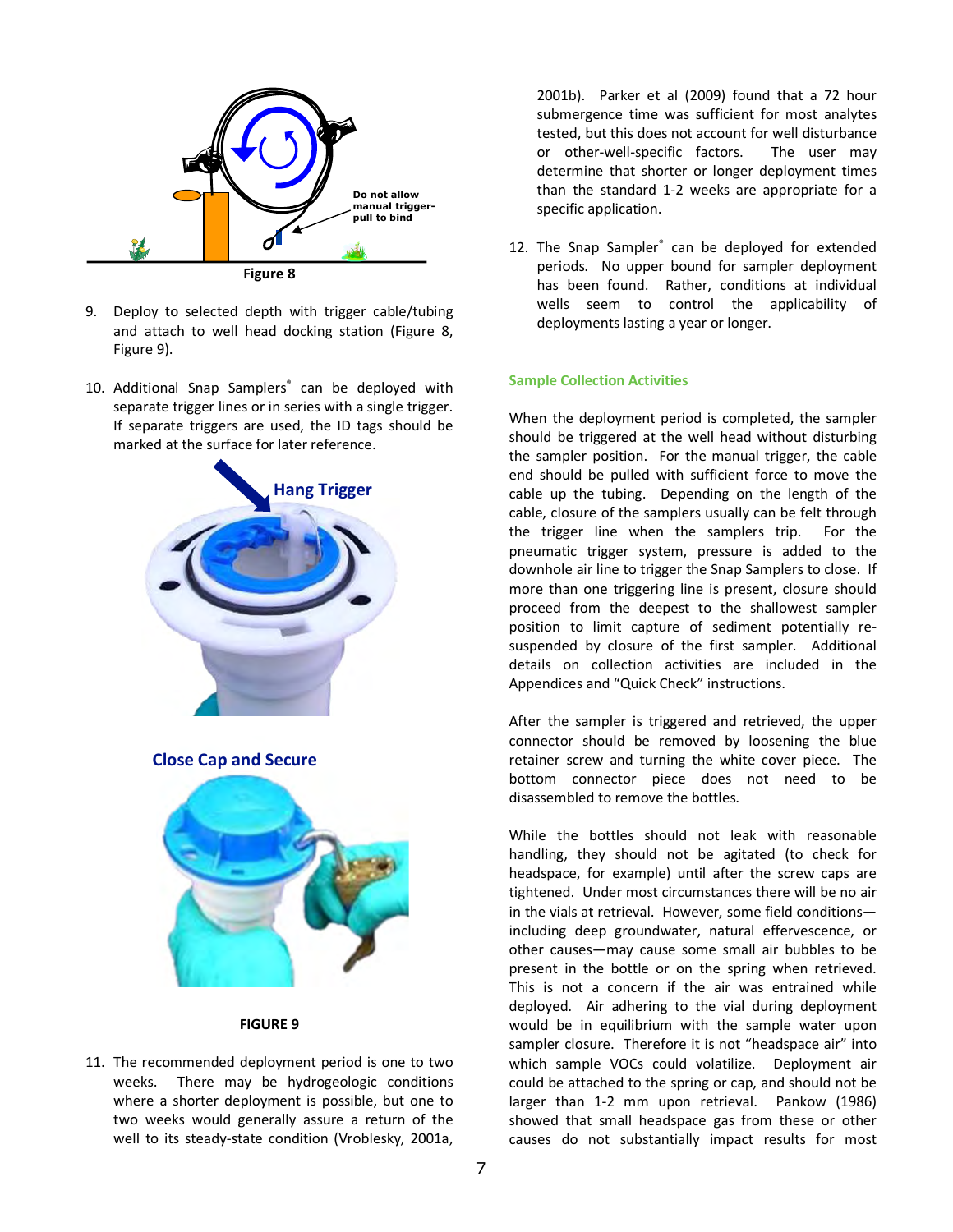Do not allow manual trigger-pull to bind

Figure 8

9. Deploy to selected depth with trigger cable/tubing and attach to well head docking station (Figure 8, Figure 9).

10. Additional Snap Samplers® can be deployed with separate trigger lines or in series with a single trigger. If separate triggers are used, the ID tags should be marked at the surface for later reference.

Hang Trigger

Close Cap and Secure

FIGURE 9

11. The recommended deployment period is one to two weeks. There may be hydrogeologic conditions where a shorter deployment is possible, but one to two weeks would generally assure a return of the well to its steady-state condition (Vroblesky, 2001a, 2001b). Parker et al (2009) found that a 72 hour submergence time was sufficient for most analytes tested, but this does not account for well disturbance or other-well-specific factors. The user may determine that shorter or longer deployment times than the standard 1-2 weeks are appropriate for a specific application.

12. The Snap Sampler® can be deployed for extended periods. No upper bound for sampler deployment has been found. Rather, conditions at individual wells seem to control the applicability of deployments lasting a year or longer.

### Sample Collection Activities

When the deployment period is completed, the sampler should be triggered at the well head without disturbing the sampler position. For the manual trigger, the cable end should be pulled with sufficient force to move the cable up the tubing. Depending on the length of the cable, closure of the samplers usually can be felt through the trigger line when the samplers trip. For the pneumatic trigger system, pressure is added to the downhole air line to trigger the Snap Samplers to close. If more than one triggering line is present, closure should proceed from the deepest to the shallowest sampler position to limit capture of sediment potentially re-suspended by closure of the first sampler. Additional details on collection activities are included in the Appendices and "Quick Check" instructions.

After the sampler is triggered and retrieved, the upper connector should be removed by loosening the blue retainer screw and turning the white cover piece. The bottom connector piece does not need to be disassembled to remove the bottles.

While the bottles should not leak with reasonable handling, they should not be agitated (to check for headspace, for example) until after the screw caps are tightened. Under most circumstances there will be no air in the vials at retrieval. However, some field conditions—including deep groundwater, natural effervescence, or other causes—may cause some small air bubbles to be present in the bottle or on the spring when retrieved. This is not a concern if the air was entrained while deployed. Air adhering to the vial during deployment would be in equilibrium with the sample water upon sampler closure. Therefore it is not "headspace air" into which sample VOCs could volatilize. Deployment air could be attached to the spring or cap, and should not be larger than 1-2 mm upon retrieval. Pankow (1986) showed that small headspace gas from these or other causes do not substantially impact results for most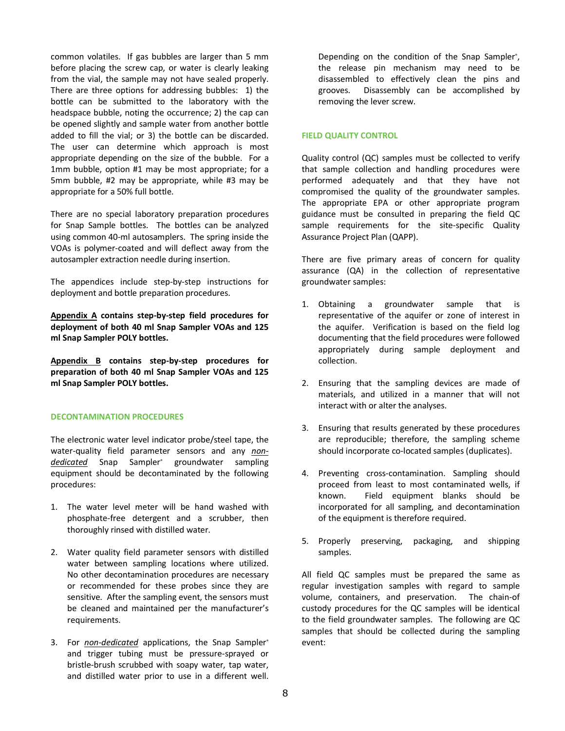common volatiles. If gas bubbles are larger than 5 mm before placing the screw cap, or water is clearly leaking from the vial, the sample may not have sealed properly. There are three options for addressing bubbles: 1) the bottle can be submitted to the laboratory with the headspace bubble, noting the occurrence; 2) the cap can be opened slightly and sample water from another bottle added to fill the vial; or 3) the bottle can be discarded. The user can determine which approach is most appropriate depending on the size of the bubble. For a 1mm bubble, option #1 may be most appropriate; for a 5mm bubble, #2 may be appropriate, while #3 may be appropriate for a 50% full bottle.

There are no special laboratory preparation procedures for Snap Sample bottles. The bottles can be analyzed using common 40-ml autosamplers. The spring inside the VOAs is polymer-coated and will deflect away from the autosampler extraction needle during insertion.

The appendices include step-by-step instructions for deployment and bottle preparation procedures.

**Appendix A contains step-by-step field procedures for deployment of both 40 ml Snap Sampler VOAs and 125 ml Snap Sampler POLY bottles.**

**Appendix B contains step-by-step procedures for preparation of both 40 ml Snap Sampler VOAs and 125 ml Snap Sampler POLY bottles.**

## DECONTAMINATION PROCEDURES

The electronic water level indicator probe/steel tape, the water-quality field parameter sensors and any *non-dedicated* Snap Sampler® groundwater sampling equipment should be decontaminated by the following procedures:

1. The water level meter will be hand washed with phosphate-free detergent and a scrubber, then thoroughly rinsed with distilled water.

2. Water quality field parameter sensors with distilled water between sampling locations where utilized. No other decontamination procedures are necessary or recommended for these probes since they are sensitive. After the sampling event, the sensors must be cleaned and maintained per the manufacturer's requirements.

3. For *non-dedicated* applications, the Snap Sampler® and trigger tubing must be pressure-sprayed or bristle-brush scrubbed with soapy water, tap water, and distilled water prior to use in a different well. Depending on the condition of the Snap Sampler®, the release pin mechanism may need to be disassembled to effectively clean the pins and grooves. Disassembly can be accomplished by removing the lever screw.

## FIELD QUALITY CONTROL

Quality control (QC) samples must be collected to verify that sample collection and handling procedures were performed adequately and that they have not compromised the quality of the groundwater samples. The appropriate EPA or other appropriate program guidance must be consulted in preparing the field QC sample requirements for the site-specific Quality Assurance Project Plan (QAPP).

There are five primary areas of concern for quality assurance (QA) in the collection of representative groundwater samples:

1. Obtaining a groundwater sample that is representative of the aquifer or zone of interest in the aquifer. Verification is based on the field log documenting that the field procedures were followed appropriately during sample deployment and collection.

2. Ensuring that the sampling devices are made of materials, and utilized in a manner that will not interact with or alter the analyses.

3. Ensuring that results generated by these procedures are reproducible; therefore, the sampling scheme should incorporate co-located samples (duplicates).

4. Preventing cross-contamination. Sampling should proceed from least to most contaminated wells, if known. Field equipment blanks should be incorporated for all sampling, and decontamination of the equipment is therefore required.

5. Properly preserving, packaging, and shipping samples.

All field QC samples must be prepared the same as regular investigation samples with regard to sample volume, containers, and preservation. The chain-of custody procedures for the QC samples will be identical to the field groundwater samples. The following are QC samples that should be collected during the sampling event: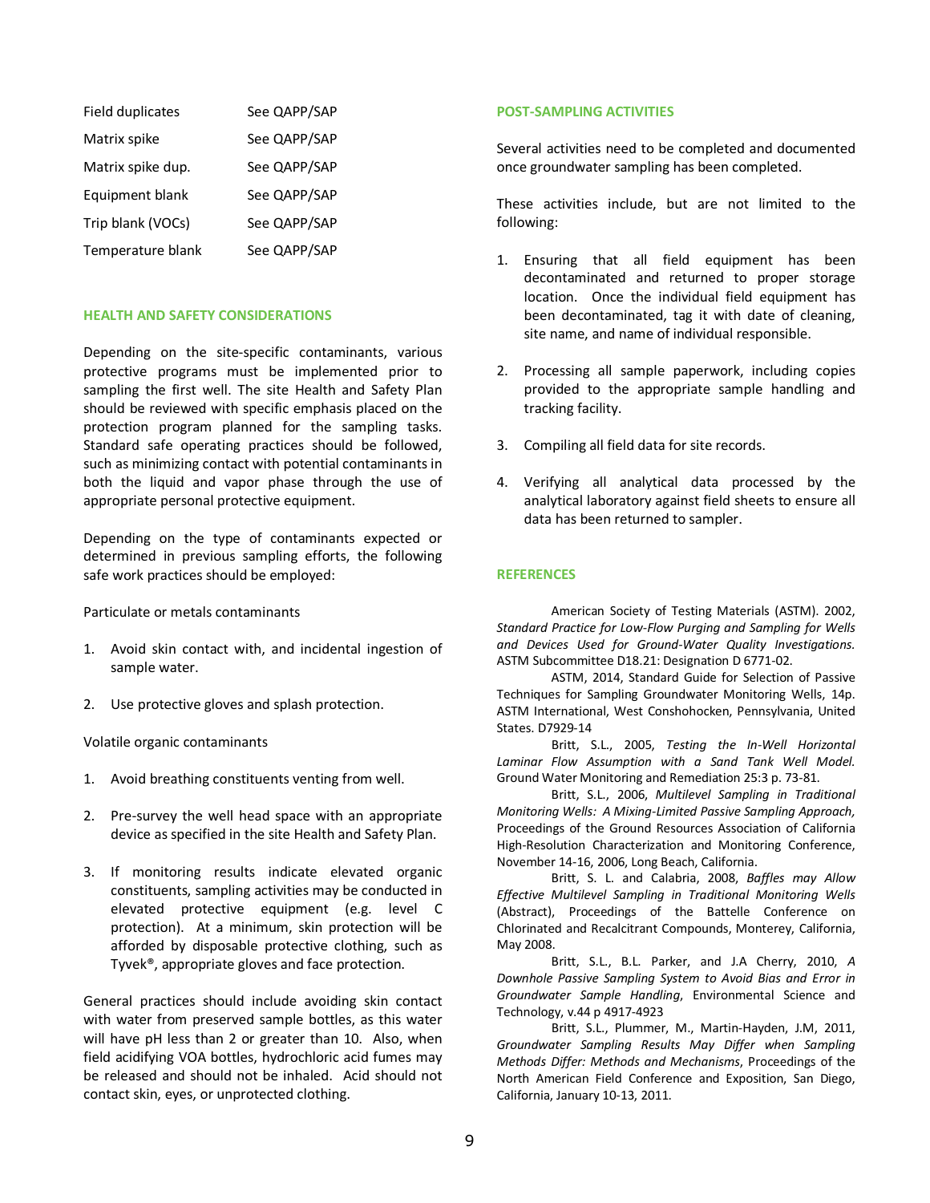| | |
|---|---|
| Field duplicates | See QAPP/SAP |
| Matrix spike | See QAPP/SAP |
| Matrix spike dup. | See QAPP/SAP |
| Equipment blank | See QAPP/SAP |
| Trip blank (VOCs) | See QAPP/SAP |
| Temperature blank | See QAPP/SAP |

## HEALTH AND SAFETY CONSIDERATIONS

Depending on the site-specific contaminants, various protective programs must be implemented prior to sampling the first well. The site Health and Safety Plan should be reviewed with specific emphasis placed on the protection program planned for the sampling tasks. Standard safe operating practices should be followed, such as minimizing contact with potential contaminants in both the liquid and vapor phase through the use of appropriate personal protective equipment.

Depending on the type of contaminants expected or determined in previous sampling efforts, the following safe work practices should be employed:

Particulate or metals contaminants

1. Avoid skin contact with, and incidental ingestion of sample water.

2. Use protective gloves and splash protection.

Volatile organic contaminants

1. Avoid breathing constituents venting from well.

2. Pre-survey the well head space with an appropriate device as specified in the site Health and Safety Plan.

3. If monitoring results indicate elevated organic constituents, sampling activities may be conducted in elevated protective equipment (e.g. level C protection). At a minimum, skin protection will be afforded by disposable protective clothing, such as Tyvek®, appropriate gloves and face protection.

General practices should include avoiding skin contact with water from preserved sample bottles, as this water will have pH less than 2 or greater than 10. Also, when field acidifying VOA bottles, hydrochloric acid fumes may be released and should not be inhaled. Acid should not contact skin, eyes, or unprotected clothing.

## POST-SAMPLING ACTIVITIES

Several activities need to be completed and documented once groundwater sampling has been completed.

These activities include, but are not limited to the following:

1. Ensuring that all field equipment has been decontaminated and returned to proper storage location. Once the individual field equipment has been decontaminated, tag it with date of cleaning, site name, and name of individual responsible.

2. Processing all sample paperwork, including copies provided to the appropriate sample handling and tracking facility.

3. Compiling all field data for site records.

4. Verifying all analytical data processed by the analytical laboratory against field sheets to ensure all data has been returned to sampler.

## REFERENCES

American Society of Testing Materials (ASTM). 2002, *Standard Practice for Low-Flow Purging and Sampling for Wells and Devices Used for Ground-Water Quality Investigations.* ASTM Subcommittee D18.21: Designation D 6771-02.

ASTM, 2014, Standard Guide for Selection of Passive Techniques for Sampling Groundwater Monitoring Wells, 14p. ASTM International, West Conshohocken, Pennsylvania, United States. D7929-14

Britt, S.L., 2005, *Testing the In-Well Horizontal Laminar Flow Assumption with a Sand Tank Well Model.* Ground Water Monitoring and Remediation 25:3 p. 73-81.

Britt, S.L., 2006, *Multilevel Sampling in Traditional Monitoring Wells: A Mixing-Limited Passive Sampling Approach,* Proceedings of the Ground Resources Association of California High-Resolution Characterization and Monitoring Conference, November 14-16, 2006, Long Beach, California.

Britt, S. L. and Calabria, 2008, *Baffles may Allow Effective Multilevel Sampling in Traditional Monitoring Wells* (Abstract), Proceedings of the Battelle Conference on Chlorinated and Recalcitrant Compounds, Monterey, California, May 2008.

Britt, S.L., B.L. Parker, and J.A Cherry, 2010, *A Downhole Passive Sampling System to Avoid Bias and Error in Groundwater Sample Handling*, Environmental Science and Technology, v.44 p 4917-4923

Britt, S.L., Plummer, M., Martin-Hayden, J.M, 2011, *Groundwater Sampling Results May Differ when Sampling Methods Differ: Methods and Mechanisms*, Proceedings of the North American Field Conference and Exposition, San Diego, California, January 10-13, 2011.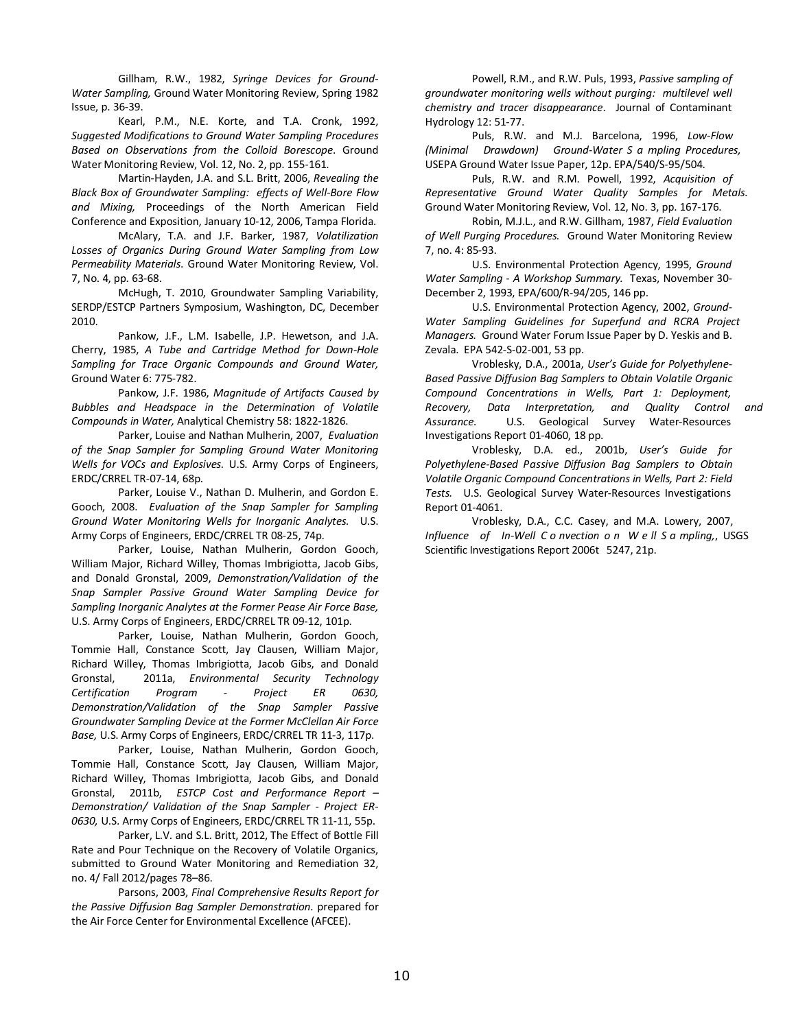Gillham, R.W., 1982, *Syringe Devices for Ground-Water Sampling,* Ground Water Monitoring Review, Spring 1982 Issue, p. 36-39.

Kearl, P.M., N.E. Korte, and T.A. Cronk, 1992, *Suggested Modifications to Ground Water Sampling Procedures Based on Observations from the Colloid Borescope*. Ground Water Monitoring Review, Vol. 12, No. 2, pp. 155-161.

Martin-Hayden, J.A. and S.L. Britt, 2006, *Revealing the Black Box of Groundwater Sampling: effects of Well-Bore Flow and Mixing,* Proceedings of the North American Field Conference and Exposition, January 10-12, 2006, Tampa Florida.

McAlary, T.A. and J.F. Barker, 1987, *Volatilization Losses of Organics During Ground Water Sampling from Low Permeability Materials.* Ground Water Monitoring Review, Vol. 7, No. 4, pp. 63-68.

McHugh, T. 2010, Groundwater Sampling Variability, SERDP/ESTCP Partners Symposium, Washington, DC, December 2010.

Pankow, J.F., L.M. Isabelle, J.P. Hewetson, and J.A. Cherry, 1985, *A Tube and Cartridge Method for Down-Hole Sampling for Trace Organic Compounds and Ground Water,* Ground Water 6: 775-782.

Pankow, J.F. 1986, *Magnitude of Artifacts Caused by Bubbles and Headspace in the Determination of Volatile Compounds in Water,* Analytical Chemistry 58: 1822-1826.

Parker, Louise and Nathan Mulherin, 2007, *Evaluation of the Snap Sampler for Sampling Ground Water Monitoring Wells for VOCs and Explosives.* U.S. Army Corps of Engineers, ERDC/CRREL TR-07-14, 68p.

Parker, Louise V., Nathan D. Mulherin, and Gordon E. Gooch, 2008. *Evaluation of the Snap Sampler for Sampling Ground Water Monitoring Wells for Inorganic Analytes.* U.S. Army Corps of Engineers, ERDC/CRREL TR 08-25, 74p.

Parker, Louise, Nathan Mulherin, Gordon Gooch, William Major, Richard Willey, Thomas Imbrigiotta, Jacob Gibs, and Donald Gronstal, 2009, *Demonstration/Validation of the Snap Sampler Passive Ground Water Sampling Device for Sampling Inorganic Analytes at the Former Pease Air Force Base,* U.S. Army Corps of Engineers, ERDC/CRREL TR 09-12, 101p.

Parker, Louise, Nathan Mulherin, Gordon Gooch, Tommie Hall, Constance Scott, Jay Clausen, William Major, Richard Willey, Thomas Imbrigiotta, Jacob Gibs, and Donald Gronstal, 2011a, *Environmental Security Technology Certification Program - Project ER 0630, Demonstration/Validation of the Snap Sampler Passive Groundwater Sampling Device at the Former McClellan Air Force Base,* U.S. Army Corps of Engineers, ERDC/CRREL TR 11-3, 117p.

Parker, Louise, Nathan Mulherin, Gordon Gooch, Tommie Hall, Constance Scott, Jay Clausen, William Major, Richard Willey, Thomas Imbrigiotta, Jacob Gibs, and Donald Gronstal, 2011b, *ESTCP Cost and Performance Report – Demonstration/ Validation of the Snap Sampler - Project ER-0630,* U.S. Army Corps of Engineers, ERDC/CRREL TR 11-11, 55p.

Parker, L.V. and S.L. Britt, 2012, The Effect of Bottle Fill Rate and Pour Technique on the Recovery of Volatile Organics, submitted to Ground Water Monitoring and Remediation 32, no. 4/ Fall 2012/pages 78–86.

Parsons, 2003, *Final Comprehensive Results Report for the Passive Diffusion Bag Sampler Demonstration.* prepared for the Air Force Center for Environmental Excellence (AFCEE).

Powell, R.M., and R.W. Puls, 1993, *Passive sampling of groundwater monitoring wells without purging: multilevel well chemistry and tracer disappearance*. Journal of Contaminant Hydrology 12: 51-77.

Puls, R.W. and M.J. Barcelona, 1996, *Low-Flow (Minimal Drawdown) Ground-Water S a mpling Procedures,* USEPA Ground Water Issue Paper, 12p. EPA/540/S-95/504.

Puls, R.W. and R.M. Powell, 1992, *Acquisition of Representative Ground Water Quality Samples for Metals.* Ground Water Monitoring Review, Vol. 12, No. 3, pp. 167-176.

Robin, M.J.L., and R.W. Gillham, 1987, *Field Evaluation of Well Purging Procedures.* Ground Water Monitoring Review 7, no. 4: 85-93.

U.S. Environmental Protection Agency, 1995, *Ground Water Sampling - A Workshop Summary.* Texas, November 30-December 2, 1993, EPA/600/R-94/205, 146 pp.

U.S. Environmental Protection Agency, 2002, *Ground-Water Sampling Guidelines for Superfund and RCRA Project Managers.* Ground Water Forum Issue Paper by D. Yeskis and B. Zevala. EPA 542-S-02-001, 53 pp.

Vroblesky, D.A., 2001a, *User's Guide for Polyethylene-Based Passive Diffusion Bag Samplers to Obtain Volatile Organic Compound Concentrations in Wells, Part 1: Deployment, Recovery, Data Interpretation, and Quality Control and Assurance.* U.S. Geological Survey Water-Resources Investigations Report 01-4060, 18 pp.

Vroblesky, D.A. ed., 2001b, *User's Guide for Polyethylene-Based Passive Diffusion Bag Samplers to Obtain Volatile Organic Compound Concentrations in Wells, Part 2: Field Tests.* U.S. Geological Survey Water-Resources Investigations Report 01-4061.

Vroblesky, D.A., C.C. Casey, and M.A. Lowery, 2007, *Influence of In-Well C o nvection o n W e ll S a mpling,*, USGS Scientific Investigations Report 2006t 5247, 21p.